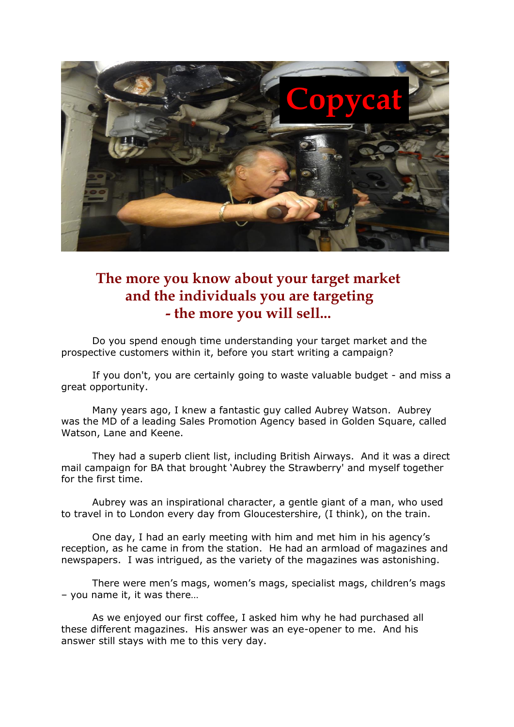# The more you know about your target market and the individuals you are targeting - the more you will sell...

Do you spend enough time understanding your target market and the prospective customers within it, before you start writing a campaign?

If you don't, you are certainly going to waste valuable budget - and miss a great opportunity.

Many years ago, I knew a fantastic guy called Aubrey Watson. Aubrey was the MD of a leading Sales Promotion Agency based in Golden Square, called Watson, Lane and Keene.

They had a superb client list, including British Airways. And it was a direct mail campaign for BA that brought 'Aubrey the Strawberry' and myself together for the first time.

Aubrey was an inspirational character, a gentle giant of a man, who used to travel in to London every day from Gloucestershire, (I think), on the train.

One day, I had an early meeting with him and met him in his agency's reception, as he came in from the station. He had an armload of magazines and newspapers. I was intrigued, as the variety of the magazines was astonishing.

There were men's mags, women's mags, specialist mags, children's mags – you name it, it was there…

As we enjoyed our first coffee, I asked him why he had purchased all these different magazines. His answer was an eye-opener to me. And his answer still stays with me to this very day.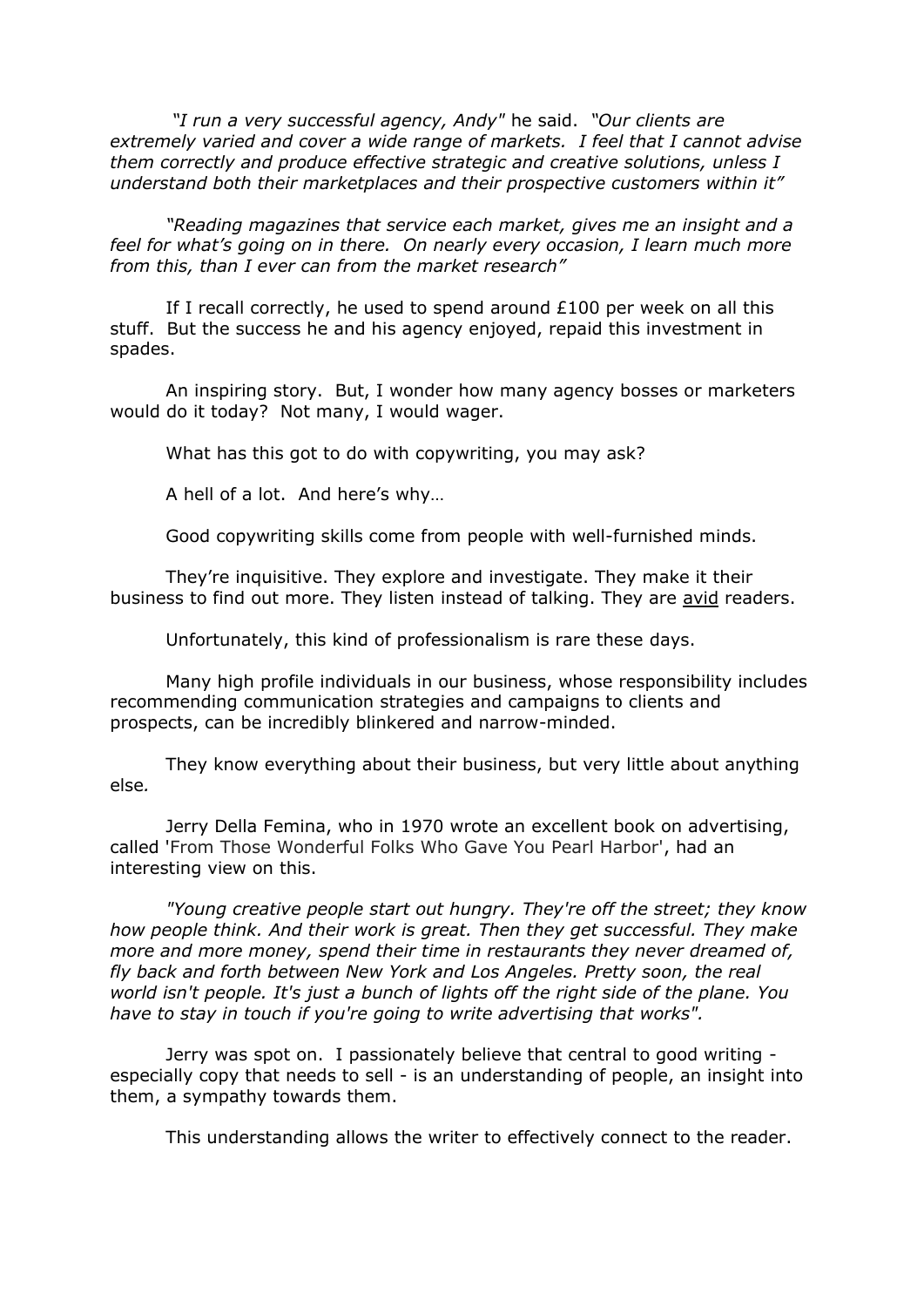*"I run a very successful agency, Andy"* he said. *"Our clients are extremely varied and cover a wide range of markets. I feel that I cannot advise them correctly and produce effective strategic and creative solutions, unless I understand both their marketplaces and their prospective customers within it"*

*"Reading magazines that service each market, gives me an insight and a feel for what's going on in there. On nearly every occasion, I learn much more from this, than I ever can from the market research"*

If I recall correctly, he used to spend around £100 per week on all this stuff. But the success he and his agency enjoyed, repaid this investment in spades.

An inspiring story. But, I wonder how many agency bosses or marketers would do it today? Not many, I would wager.

What has this got to do with copywriting, you may ask?

A hell of a lot. And here's why…

Good copywriting skills come from people with well-furnished minds.

They're inquisitive. They explore and investigate. They make it their business to find out more. They listen instead of talking. They are <u>avid</u> readers.

Unfortunately, this kind of professionalism is rare these days.

Many high profile individuals in our business, whose responsibility includes recommending communication strategies and campaigns to clients and prospects, can be incredibly blinkered and narrow-minded.

They know everything about their business, but very little about anything else.

Jerry Della Femina, who in 1970 wrote an excellent book on advertising, called 'From Those Wonderful Folks Who Gave You Pearl Harbor', had an interesting view on this.

*"Young creative people start out hungry. They're off the street; they know how people think. And their work is great. Then they get successful. They make more and more money, spend their time in restaurants they never dreamed of, fly back and forth between New York and Los Angeles. Pretty soon, the real world isn't people. It's just a bunch of lights off the right side of the plane. You have to stay in touch if you're going to write advertising that works".*

Jerry was spot on. I passionately believe that central to good writing - especially copy that needs to sell - is an understanding of people, an insight into them, a sympathy towards them.

This understanding allows the writer to effectively connect to the reader.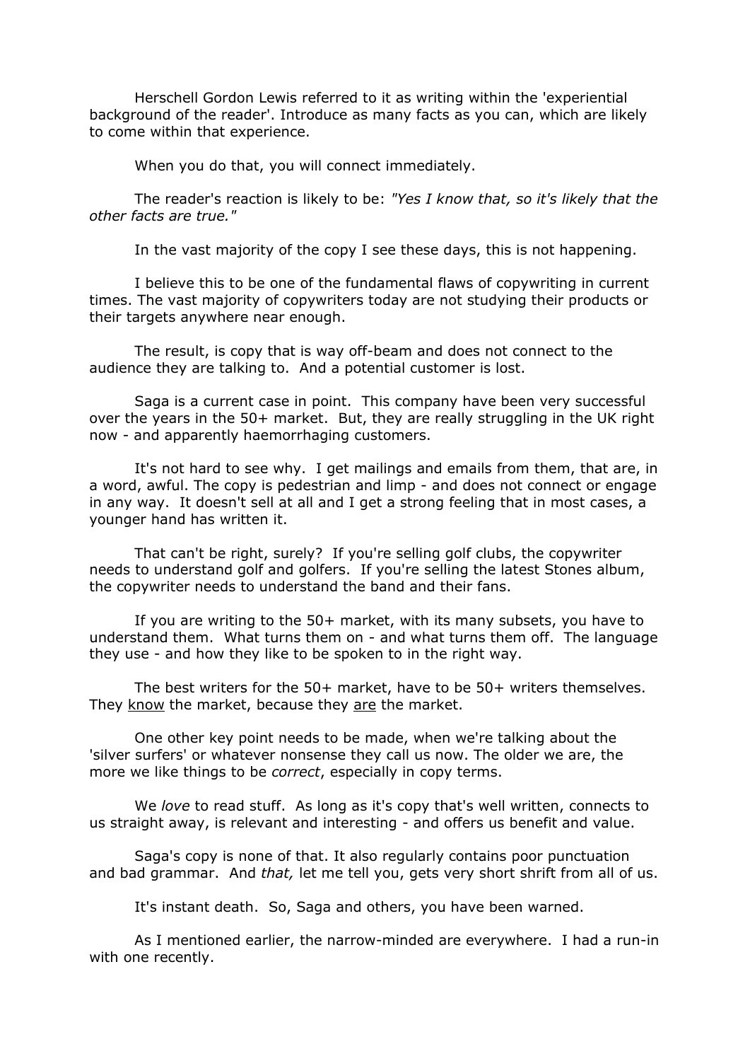Herschell Gordon Lewis referred to it as writing within the 'experiential background of the reader'. Introduce as many facts as you can, which are likely to come within that experience.

When you do that, you will connect immediately.

The reader's reaction is likely to be: *"Yes I know that, so it's likely that the other facts are true."*

In the vast majority of the copy I see these days, this is not happening.

I believe this to be one of the fundamental flaws of copywriting in current times. The vast majority of copywriters today are not studying their products or their targets anywhere near enough.

The result, is copy that is way off-beam and does not connect to the audience they are talking to. And a potential customer is lost.

Saga is a current case in point. This company have been very successful over the years in the 50+ market. But, they are really struggling in the UK right now - and apparently haemorrhaging customers.

It's not hard to see why. I get mailings and emails from them, that are, in a word, awful. The copy is pedestrian and limp - and does not connect or engage in any way. It doesn't sell at all and I get a strong feeling that in most cases, a younger hand has written it.

That can't be right, surely? If you're selling golf clubs, the copywriter needs to understand golf and golfers. If you're selling the latest Stones album, the copywriter needs to understand the band and their fans.

If you are writing to the 50+ market, with its many subsets, you have to understand them. What turns them on - and what turns them off. The language they use - and how they like to be spoken to in the right way.

The best writers for the 50+ market, have to be 50+ writers themselves. They <u>know</u> the market, because they <u>are</u> the market.

One other key point needs to be made, when we're talking about the 'silver surfers' or whatever nonsense they call us now. The older we are, the more we like things to be *correct*, especially in copy terms.

We *love* to read stuff. As long as it's copy that's well written, connects to us straight away, is relevant and interesting - and offers us benefit and value.

Saga's copy is none of that. It also regularly contains poor punctuation and bad grammar. And *that,* let me tell you, gets very short shrift from all of us.

It's instant death. So, Saga and others, you have been warned.

As I mentioned earlier, the narrow-minded are everywhere. I had a run-in with one recently.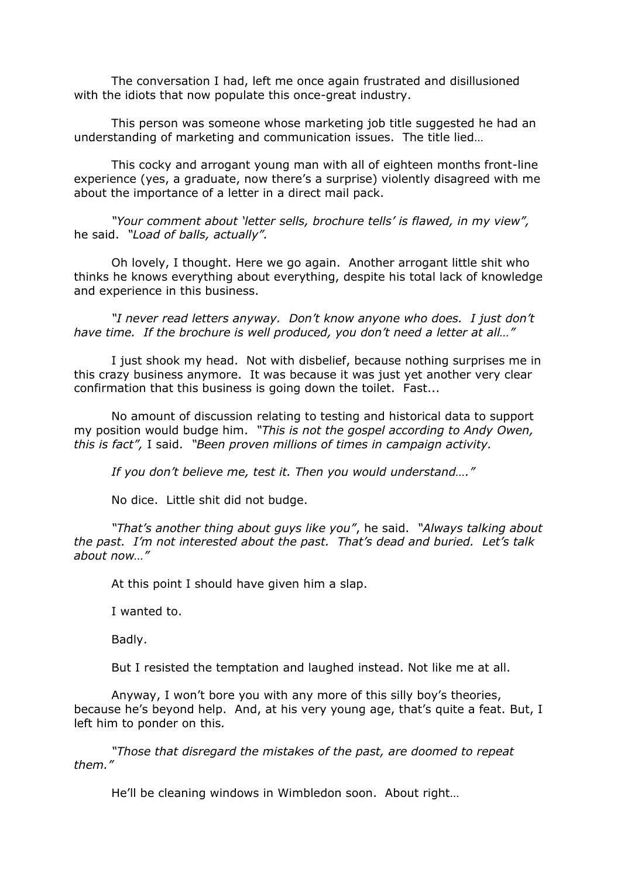The conversation I had, left me once again frustrated and disillusioned with the idiots that now populate this once-great industry.

This person was someone whose marketing job title suggested he had an understanding of marketing and communication issues. The title lied…

This cocky and arrogant young man with all of eighteen months front-line experience (yes, a graduate, now there's a surprise) violently disagreed with me about the importance of a letter in a direct mail pack.

*"Your comment about 'letter sells, brochure tells' is flawed, in my view",* he said. *"Load of balls, actually".*

Oh lovely, I thought. Here we go again. Another arrogant little shit who thinks he knows everything about everything, despite his total lack of knowledge and experience in this business.

*"I never read letters anyway. Don't know anyone who does. I just don't have time. If the brochure is well produced, you don't need a letter at all…"*

I just shook my head. Not with disbelief, because nothing surprises me in this crazy business anymore. It was because it was just yet another very clear confirmation that this business is going down the toilet. Fast...

No amount of discussion relating to testing and historical data to support my position would budge him. *"This is not the gospel according to Andy Owen, this is fact",* I said. *"Been proven millions of times in campaign activity.*

*If you don't believe me, test it. Then you would understand…."*

No dice. Little shit did not budge.

*"That's another thing about guys like you"*, he said. *"Always talking about the past. I'm not interested about the past. That's dead and buried. Let's talk about now…"*

At this point I should have given him a slap.

I wanted to.

Badly.

But I resisted the temptation and laughed instead. Not like me at all.

Anyway, I won't bore you with any more of this silly boy's theories, because he's beyond help. And, at his very young age, that's quite a feat. But, I left him to ponder on this.

*"Those that disregard the mistakes of the past, are doomed to repeat them."*

He'll be cleaning windows in Wimbledon soon. About right…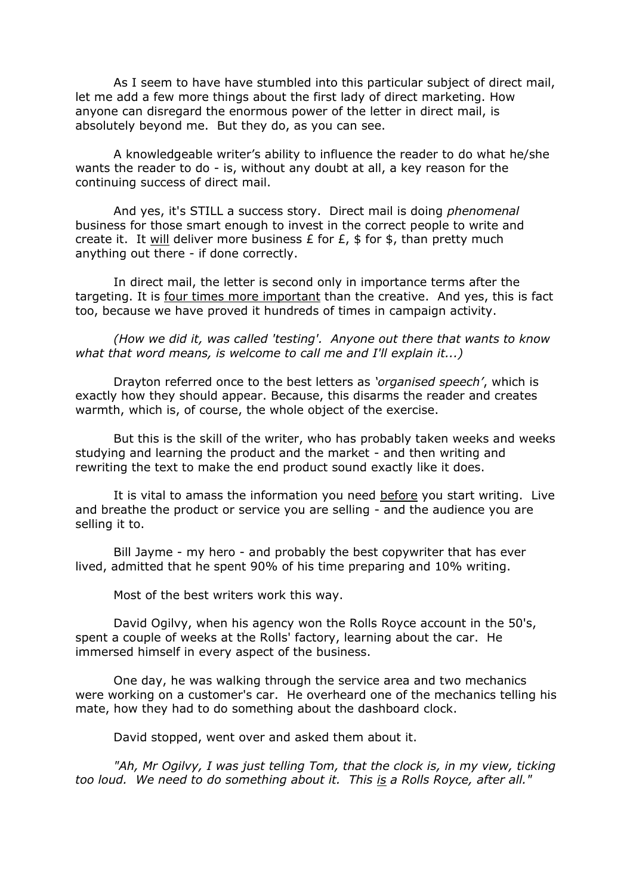As I seem to have have stumbled into this particular subject of direct mail, let me add a few more things about the first lady of direct marketing. How anyone can disregard the enormous power of the letter in direct mail, is absolutely beyond me. But they do, as you can see.

A knowledgeable writer's ability to influence the reader to do what he/she wants the reader to do - is, without any doubt at all, a key reason for the continuing success of direct mail.

And yes, it's STILL a success story. Direct mail is doing *phenomenal* business for those smart enough to invest in the correct people to write and create it. It will deliver more business £ for £, $ for $, than pretty much anything out there - if done correctly.

In direct mail, the letter is second only in importance terms after the targeting. It is four times more important than the creative. And yes, this is fact too, because we have proved it hundreds of times in campaign activity.

*(How we did it, was called 'testing'. Anyone out there that wants to know what that word means, is welcome to call me and I'll explain it...)*

Drayton referred once to the best letters as *'organised speech'*, which is exactly how they should appear. Because, this disarms the reader and creates warmth, which is, of course, the whole object of the exercise.

But this is the skill of the writer, who has probably taken weeks and weeks studying and learning the product and the market - and then writing and rewriting the text to make the end product sound exactly like it does.

It is vital to amass the information you need before you start writing. Live and breathe the product or service you are selling - and the audience you are selling it to.

Bill Jayme - my hero - and probably the best copywriter that has ever lived, admitted that he spent 90% of his time preparing and 10% writing.

Most of the best writers work this way.

David Ogilvy, when his agency won the Rolls Royce account in the 50's, spent a couple of weeks at the Rolls' factory, learning about the car. He immersed himself in every aspect of the business.

One day, he was walking through the service area and two mechanics were working on a customer's car. He overheard one of the mechanics telling his mate, how they had to do something about the dashboard clock.

David stopped, went over and asked them about it.

*"Ah, Mr Ogilvy, I was just telling Tom, that the clock is, in my view, ticking too loud. We need to do something about it. This is a Rolls Royce, after all."*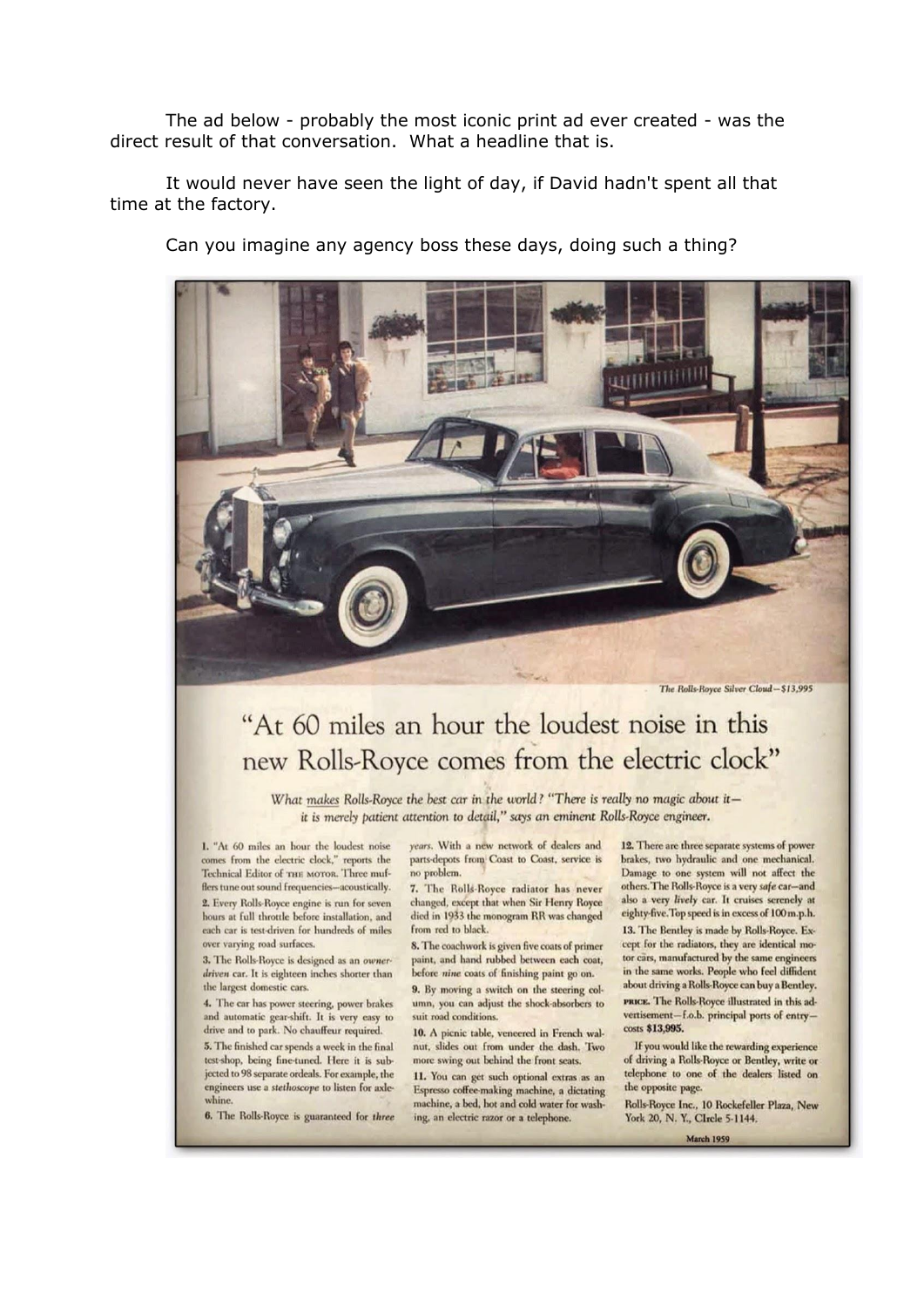The ad below - probably the most iconic print ad ever created - was the direct result of that conversation. What a headline that is.

It would never have seen the light of day, if David hadn't spent all that time at the factory.

Can you imagine any agency boss these days, doing such a thing?

*The Rolls-Royce Silver Cloud—$13,995*

# "At 60 miles an hour the loudest noise in this new Rolls-Royce comes from the electric clock"

*What makes Rolls-Royce the best car in the world? "There is really no magic about it—it is merely patient attention to detail," says an eminent Rolls-Royce engineer.*

1. "At 60 miles an hour the loudest noise comes from the electric clock," reports the Technical Editor of THE MOTOR. Three mufflers tune out sound frequencies—acoustically.

2. Every Rolls-Royce engine is run for seven hours at full throttle before installation, and each car is test-driven for hundreds of miles over varying road surfaces.

3. The Rolls-Royce is designed as an *owner-driven* car. It is eighteen inches shorter than the largest domestic cars.

4. The car has power steering, power brakes and automatic gear-shift. It is very easy to drive and to park. No chauffeur required.

5. The finished car spends a week in the final test-shop, being fine-tuned. Here it is subjected to 98 separate ordeals. For example, the engineers use a *stethoscope* to listen for axle-whine.

6. The Rolls-Royce is guaranteed for *three years*. With a new network of dealers and parts-depots from Coast to Coast, service is no problem.

7. The Rolls-Royce radiator has never changed, except that when Sir Henry Royce died in 1933 the monogram RR was changed from red to black.

8. The coachwork is given five coats of primer paint, and hand rubbed between each coat, before *nine* coats of finishing paint go on.

9. By moving a switch on the steering column, you can adjust the shock-absorbers to suit road conditions.

10. A picnic table, veneered in French walnut, slides out from under the dash. Two more swing out behind the front seats.

11. You can get such optional extras as an Espresso coffee-making machine, a dictating machine, a bed, hot and cold water for washing, an electric razor or a telephone.

12. There are three separate systems of power brakes, two hydraulic and one mechanical. Damage to one system will not affect the others. The Rolls-Royce is a very *safe* car—and also a very *lively* car. It cruises serenely at eighty-five. Top speed is in excess of 100 m.p.h.

13. The Bentley is made by Rolls-Royce. Except for the radiators, they are identical motor cars, manufactured by the same engineers in the same works. People who feel diffident about driving a Rolls-Royce can buy a Bentley.

PRICE. The Rolls-Royce illustrated in this advertisement—f.o.b. principal ports of entry—costs **$13,995.**

If you would like the rewarding experience of driving a Rolls-Royce or Bentley, write or telephone to one of the dealers listed on the opposite page.

Rolls-Royce Inc., 10 Rockefeller Plaza, New York 20, N. Y., CIrcle 5-1144.

March 1959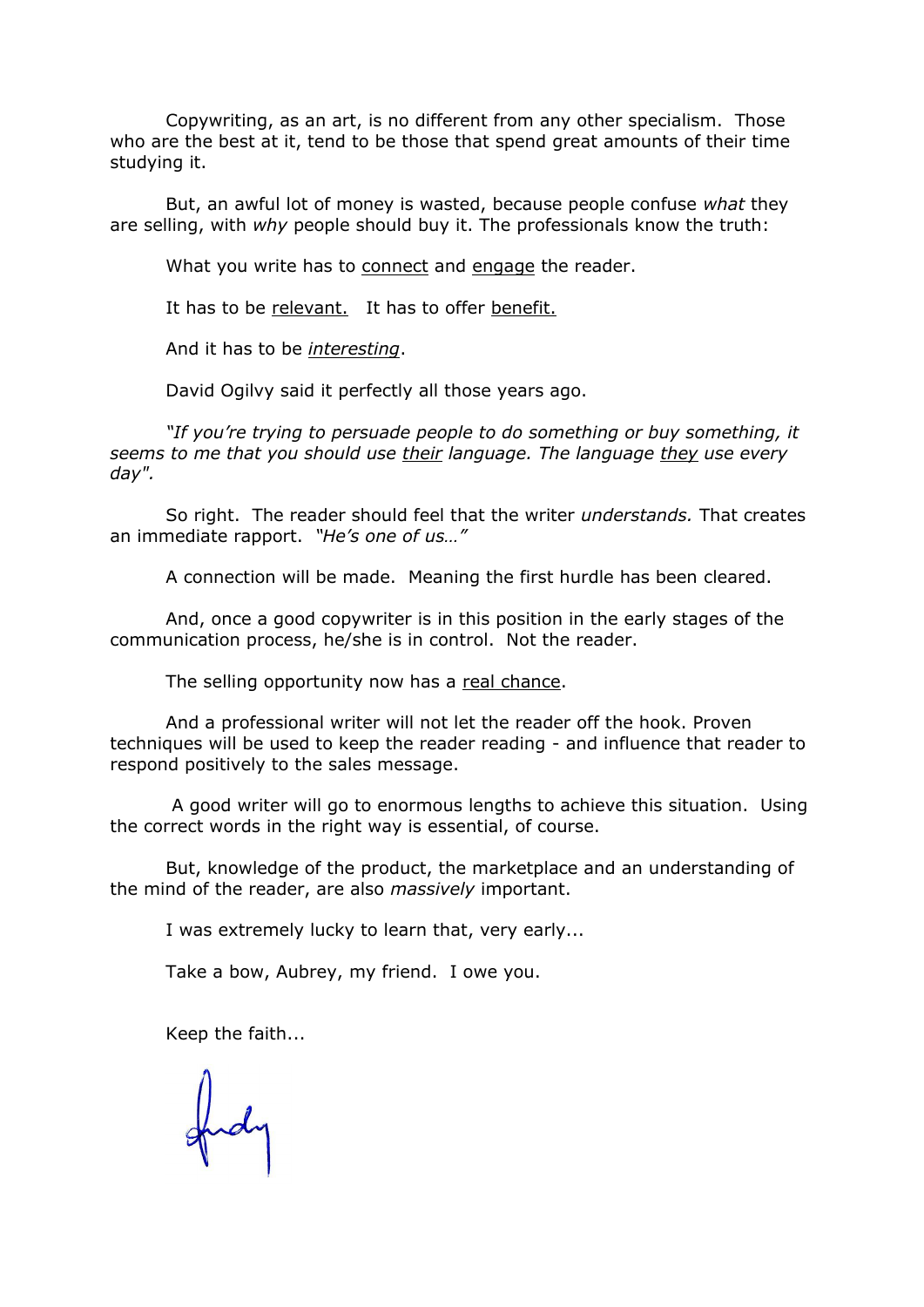Copywriting, as an art, is no different from any other specialism. Those who are the best at it, tend to be those that spend great amounts of their time studying it.

But, an awful lot of money is wasted, because people confuse *what* they are selling, with *why* people should buy it. The professionals know the truth:

What you write has to <u>connect</u> and <u>engage</u> the reader.

It has to be <u>relevant.</u> It has to offer <u>benefit.</u>

And it has to be <u>*interesting*</u>.

David Ogilvy said it perfectly all those years ago.

*"If you're trying to persuade people to do something or buy something, it seems to me that you should use <u>their</u> language. The language <u>they</u> use every day".*

So right. The reader should feel that the writer *understands.* That creates an immediate rapport. *"He's one of us…"*

A connection will be made. Meaning the first hurdle has been cleared.

And, once a good copywriter is in this position in the early stages of the communication process, he/she is in control. Not the reader.

The selling opportunity now has a <u>real chance</u>.

And a professional writer will not let the reader off the hook. Proven techniques will be used to keep the reader reading - and influence that reader to respond positively to the sales message.

A good writer will go to enormous lengths to achieve this situation. Using the correct words in the right way is essential, of course.

But, knowledge of the product, the marketplace and an understanding of the mind of the reader, are also *massively* important.

I was extremely lucky to learn that, very early...

Take a bow, Aubrey, my friend. I owe you.

Keep the faith...

Andy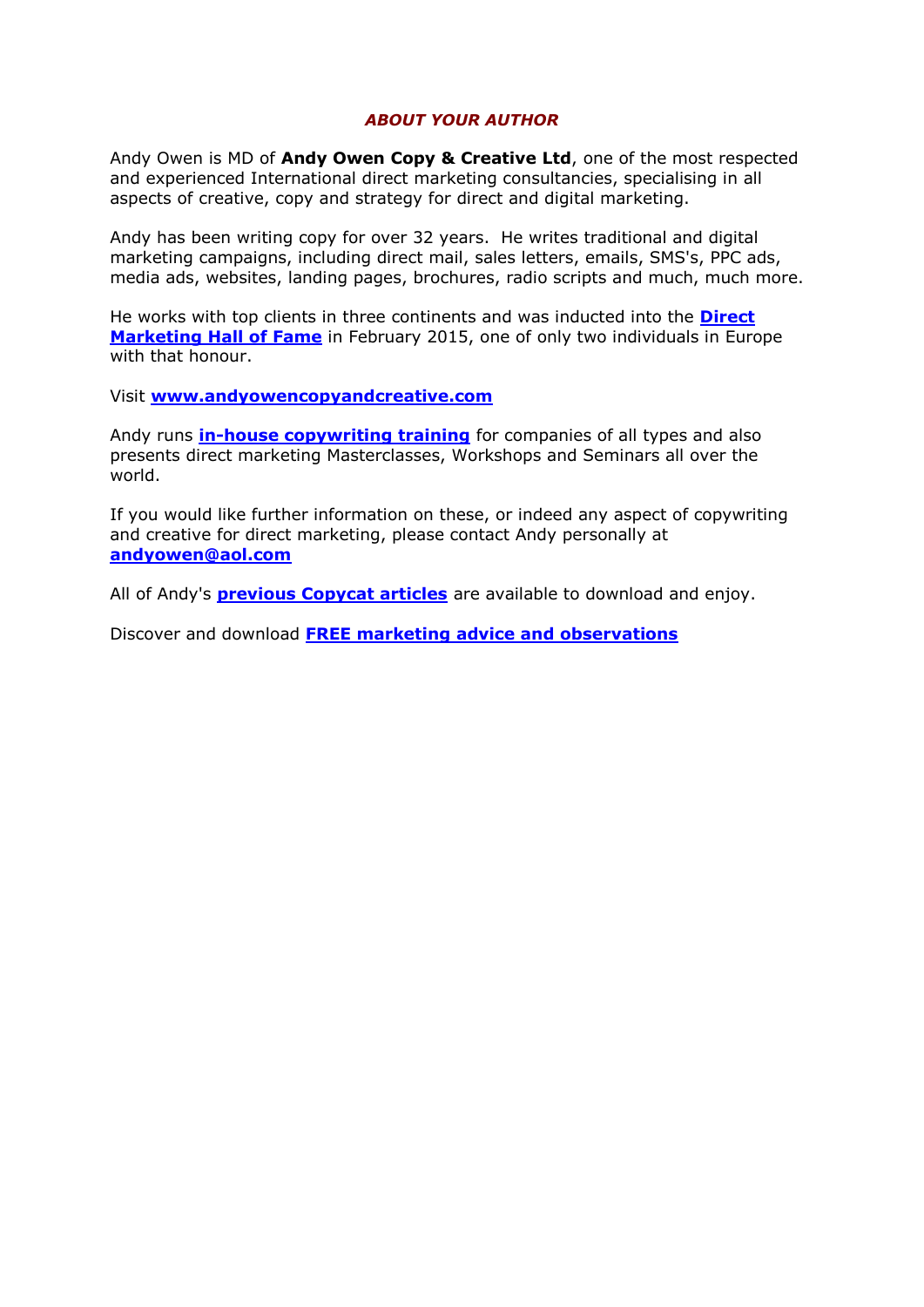### ***ABOUT YOUR AUTHOR***

Andy Owen is MD of **Andy Owen Copy & Creative Ltd**, one of the most respected and experienced International direct marketing consultancies, specialising in all aspects of creative, copy and strategy for direct and digital marketing.

Andy has been writing copy for over 32 years. He writes traditional and digital marketing campaigns, including direct mail, sales letters, emails, SMS's, PPC ads, media ads, websites, landing pages, brochures, radio scripts and much, much more.

He works with top clients in three continents and was inducted into the **Direct Marketing Hall of Fame** in February 2015, one of only two individuals in Europe with that honour.

Visit **www.andyowencopyandcreative.com**

Andy runs **in-house copywriting training** for companies of all types and also presents direct marketing Masterclasses, Workshops and Seminars all over the world.

If you would like further information on these, or indeed any aspect of copywriting and creative for direct marketing, please contact Andy personally at **andyowen@aol.com**

All of Andy's **previous Copycat articles** are available to download and enjoy.

Discover and download **FREE marketing advice and observations**